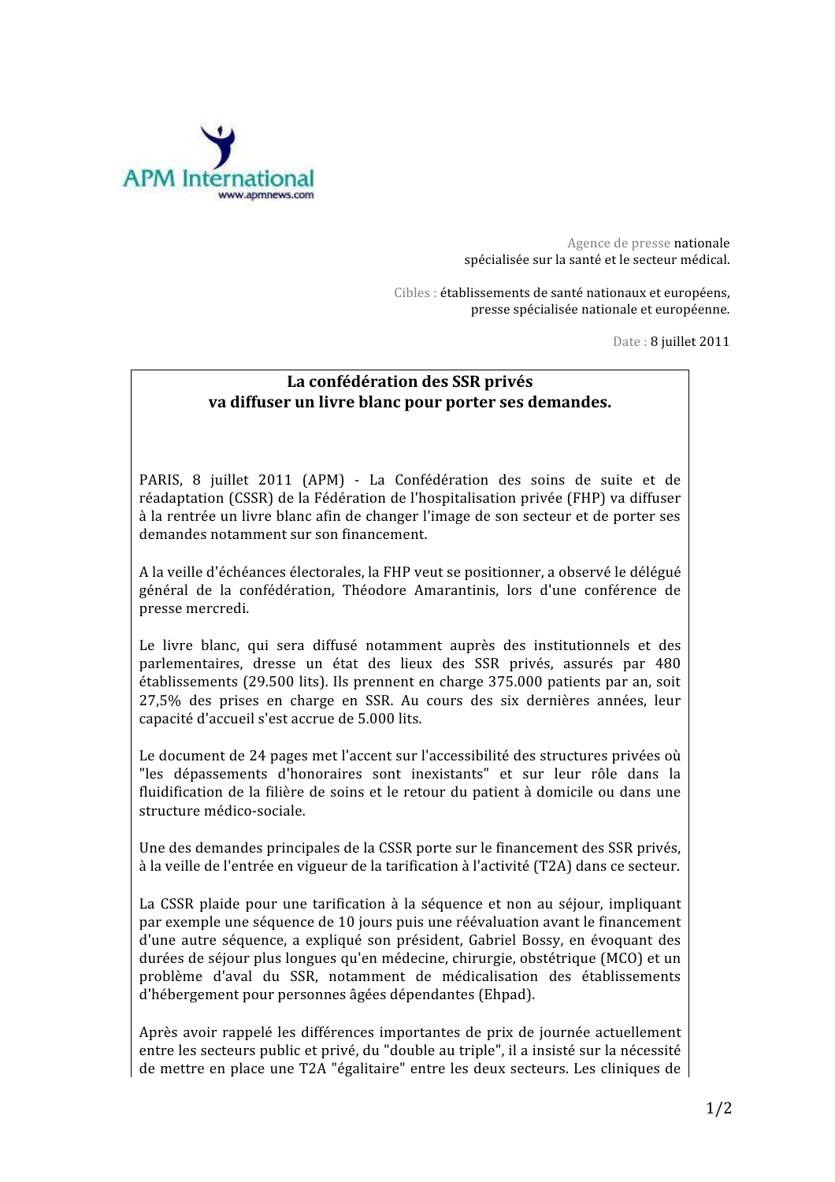APM International
www.apmnews.com

Agence de presse nationale
spécialisée sur la santé et le secteur médical.

Cibles : établissements de santé nationaux et européens,
presse spécialisée nationale et européenne.

Date : 8 juillet 2011

**La confédération des SSR privés**
**va diffuser un livre blanc pour porter ses demandes.**

PARIS, 8 juillet 2011 (APM) - La Confédération des soins de suite et de réadaptation (CSSR) de la Fédération de l'hospitalisation privée (FHP) va diffuser à la rentrée un livre blanc afin de changer l'image de son secteur et de porter ses demandes notamment sur son financement.

A la veille d'échéances électorales, la FHP veut se positionner, a observé le délégué général de la confédération, Théodore Amarantinis, lors d'une conférence de presse mercredi.

Le livre blanc, qui sera diffusé notamment auprès des institutionnels et des parlementaires, dresse un état des lieux des SSR privés, assurés par 480 établissements (29.500 lits). Ils prennent en charge 375.000 patients par an, soit 27,5% des prises en charge en SSR. Au cours des six dernières années, leur capacité d'accueil s'est accrue de 5.000 lits.

Le document de 24 pages met l'accent sur l'accessibilité des structures privées où "les dépassements d'honoraires sont inexistants" et sur leur rôle dans la fluidification de la filière de soins et le retour du patient à domicile ou dans une structure médico-sociale.

Une des demandes principales de la CSSR porte sur le financement des SSR privés, à la veille de l'entrée en vigueur de la tarification à l'activité (T2A) dans ce secteur.

La CSSR plaide pour une tarification à la séquence et non au séjour, impliquant par exemple une séquence de 10 jours puis une réévaluation avant le financement d'une autre séquence, a expliqué son président, Gabriel Bossy, en évoquant des durées de séjour plus longues qu'en médecine, chirurgie, obstétrique (MCO) et un problème d'aval du SSR, notamment de médicalisation des établissements d'hébergement pour personnes âgées dépendantes (Ehpad).

Après avoir rappelé les différences importantes de prix de journée actuellement entre les secteurs public et privé, du "double au triple", il a insisté sur la nécessité de mettre en place une T2A "égalitaire" entre les deux secteurs. Les cliniques de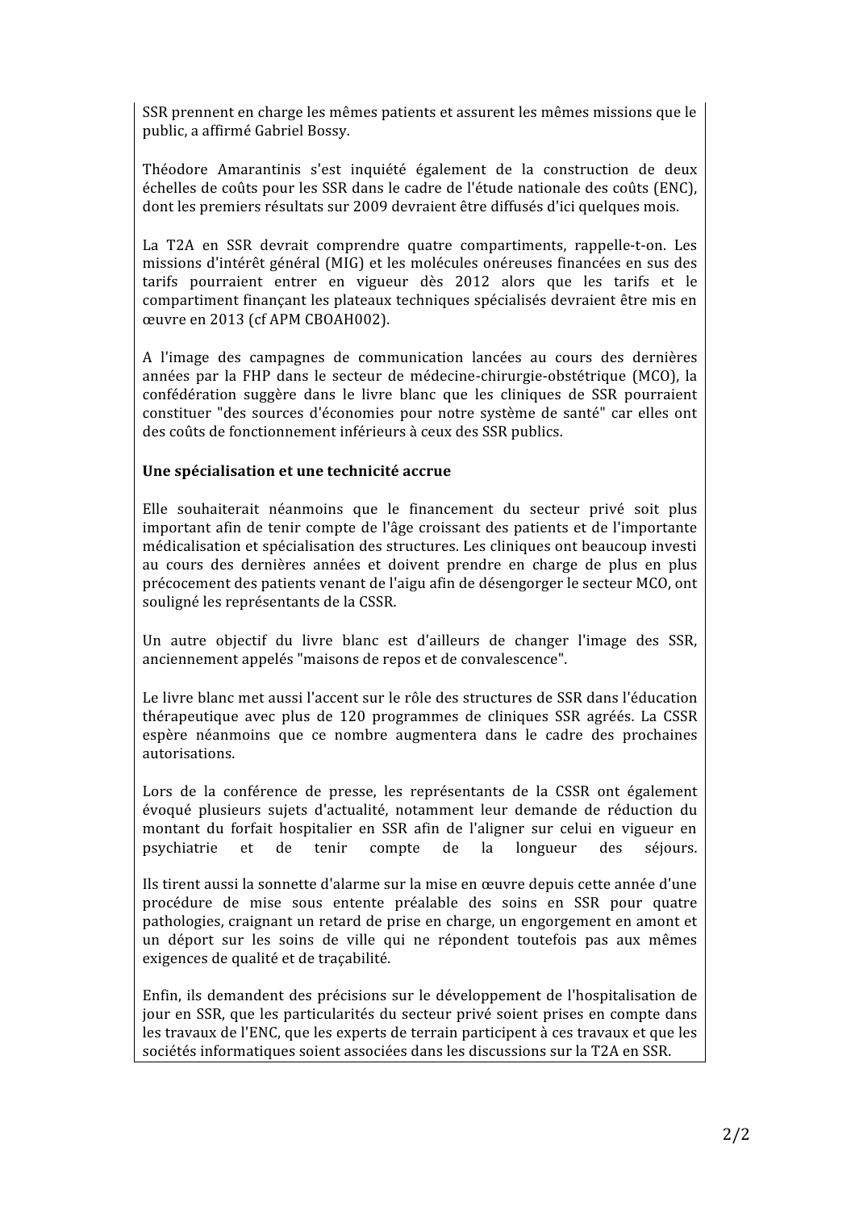SSR prennent en charge les mêmes patients et assurent les mêmes missions que le public, a affirmé Gabriel Bossy.

Théodore Amarantinis s'est inquiété également de la construction de deux échelles de coûts pour les SSR dans le cadre de l'étude nationale des coûts (ENC), dont les premiers résultats sur 2009 devraient être diffusés d'ici quelques mois.

La T2A en SSR devrait comprendre quatre compartiments, rappelle-t-on. Les missions d'intérêt général (MIG) et les molécules onéreuses financées en sus des tarifs pourraient entrer en vigueur dès 2012 alors que les tarifs et le compartiment finançant les plateaux techniques spécialisés devraient être mis en œuvre en 2013 (cf APM CBOAH002).

A l'image des campagnes de communication lancées au cours des dernières années par la FHP dans le secteur de médecine-chirurgie-obstétrique (MCO), la confédération suggère dans le livre blanc que les cliniques de SSR pourraient constituer "des sources d'économies pour notre système de santé" car elles ont des coûts de fonctionnement inférieurs à ceux des SSR publics.

**Une spécialisation et une technicité accrue**

Elle souhaiterait néanmoins que le financement du secteur privé soit plus important afin de tenir compte de l'âge croissant des patients et de l'importante médicalisation et spécialisation des structures. Les cliniques ont beaucoup investi au cours des dernières années et doivent prendre en charge de plus en plus précocement des patients venant de l'aigu afin de désengorger le secteur MCO, ont souligné les représentants de la CSSR.

Un autre objectif du livre blanc est d'ailleurs de changer l'image des SSR, anciennement appelés "maisons de repos et de convalescence".

Le livre blanc met aussi l'accent sur le rôle des structures de SSR dans l'éducation thérapeutique avec plus de 120 programmes de cliniques SSR agréés. La CSSR espère néanmoins que ce nombre augmentera dans le cadre des prochaines autorisations.

Lors de la conférence de presse, les représentants de la CSSR ont également évoqué plusieurs sujets d'actualité, notamment leur demande de réduction du montant du forfait hospitalier en SSR afin de l'aligner sur celui en vigueur en psychiatrie et de tenir compte de la longueur des séjours.

Ils tirent aussi la sonnette d'alarme sur la mise en œuvre depuis cette année d'une procédure de mise sous entente préalable des soins en SSR pour quatre pathologies, craignant un retard de prise en charge, un engorgement en amont et un déport sur les soins de ville qui ne répondent toutefois pas aux mêmes exigences de qualité et de traçabilité.

Enfin, ils demandent des précisions sur le développement de l'hospitalisation de jour en SSR, que les particularités du secteur privé soient prises en compte dans les travaux de l'ENC, que les experts de terrain participent à ces travaux et que les sociétés informatiques soient associées dans les discussions sur la T2A en SSR.